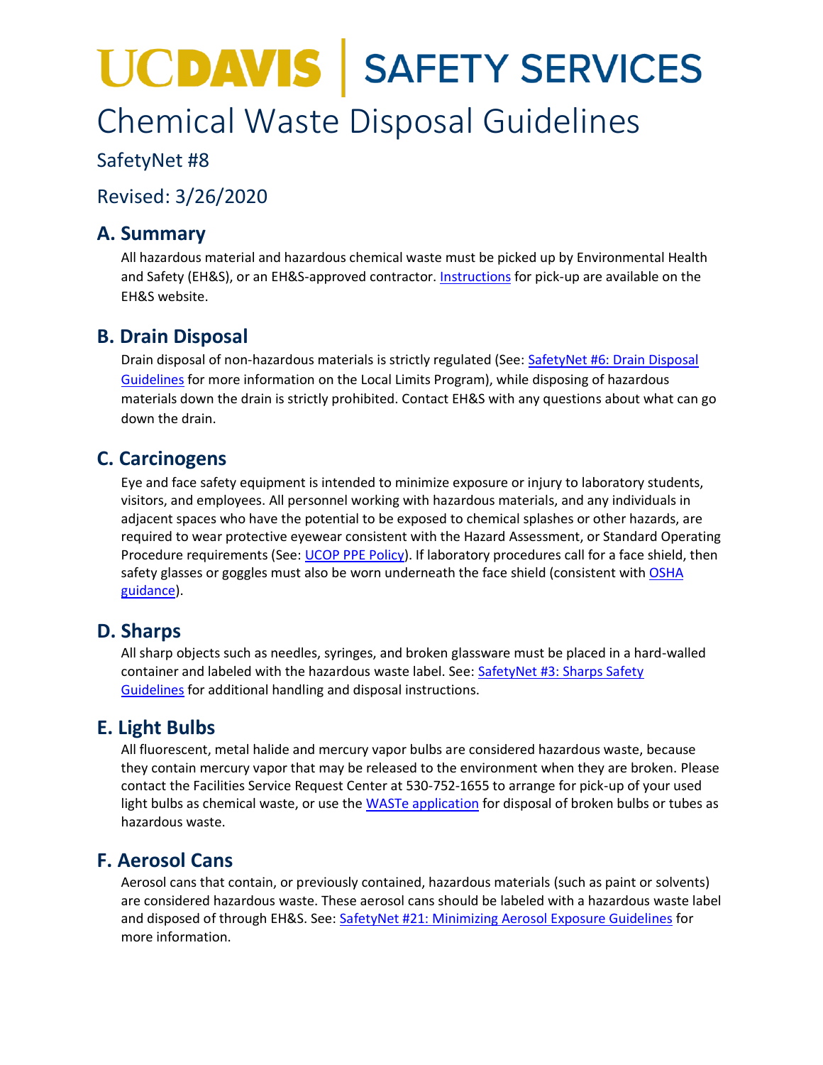# UCDAVIS | SAFETY SERVICES

# Chemical Waste Disposal Guidelines

SafetyNet #8

Revised: 3/26/2020

## A. Summary

All hazardous material and hazardous chemical waste must be picked up by Environmental Health and Safety (EH&S), or an EH&S-approved contractor. Instructions for pick-up are available on the EH&S website.

## B. Drain Disposal

Drain disposal of non-hazardous materials is strictly regulated (See: SafetyNet #6: Drain Disposal Guidelines for more information on the Local Limits Program), while disposing of hazardous materials down the drain is strictly prohibited. Contact EH&S with any questions about what can go down the drain.

## C. Carcinogens

Eye and face safety equipment is intended to minimize exposure or injury to laboratory students, visitors, and employees. All personnel working with hazardous materials, and any individuals in adjacent spaces who have the potential to be exposed to chemical splashes or other hazards, are required to wear protective eyewear consistent with the Hazard Assessment, or Standard Operating Procedure requirements (See: UCOP PPE Policy). If laboratory procedures call for a face shield, then safety glasses or goggles must also be worn underneath the face shield (consistent with OSHA guidance).

## D. Sharps

All sharp objects such as needles, syringes, and broken glassware must be placed in a hard-walled container and labeled with the hazardous waste label. See: SafetyNet #3: Sharps Safety Guidelines for additional handling and disposal instructions.

## E. Light Bulbs

All fluorescent, metal halide and mercury vapor bulbs are considered hazardous waste, because they contain mercury vapor that may be released to the environment when they are broken. Please contact the Facilities Service Request Center at 530-752-1655 to arrange for pick-up of your used light bulbs as chemical waste, or use the WASTe application for disposal of broken bulbs or tubes as hazardous waste.

## F. Aerosol Cans

Aerosol cans that contain, or previously contained, hazardous materials (such as paint or solvents) are considered hazardous waste. These aerosol cans should be labeled with a hazardous waste label and disposed of through EH&S. See: SafetyNet #21: Minimizing Aerosol Exposure Guidelines for more information.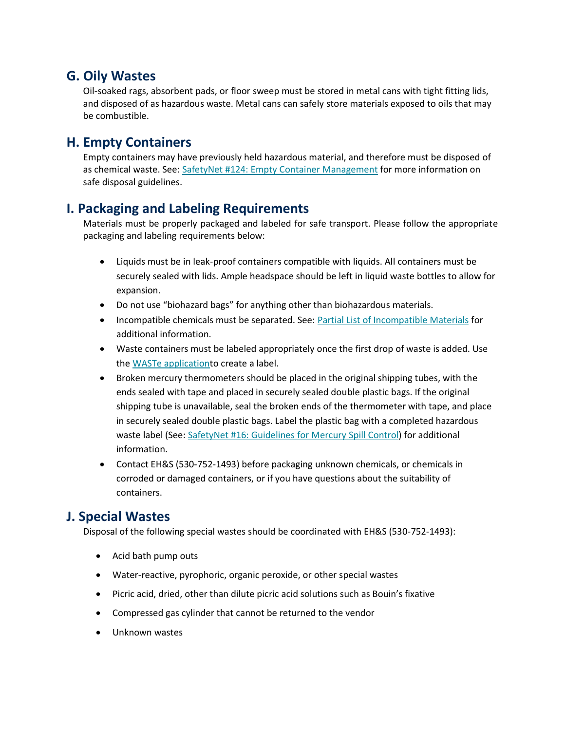## G. Oily Wastes

Oil-soaked rags, absorbent pads, or floor sweep must be stored in metal cans with tight fitting lids, and disposed of as hazardous waste. Metal cans can safely store materials exposed to oils that may be combustible.

## H. Empty Containers

Empty containers may have previously held hazardous material, and therefore must be disposed of as chemical waste. See: [SafetyNet #124: Empty Container Management] for more information on safe disposal guidelines.

## I. Packaging and Labeling Requirements

Materials must be properly packaged and labeled for safe transport. Please follow the appropriate packaging and labeling requirements below:

- Liquids must be in leak-proof containers compatible with liquids. All containers must be securely sealed with lids. Ample headspace should be left in liquid waste bottles to allow for expansion.
- Do not use "biohazard bags" for anything other than biohazardous materials.
- Incompatible chemicals must be separated. See: Partial List of Incompatible Materials for additional information.
- Waste containers must be labeled appropriately once the first drop of waste is added. Use the WASTe applicationto create a label.
- Broken mercury thermometers should be placed in the original shipping tubes, with the ends sealed with tape and placed in securely sealed double plastic bags. If the original shipping tube is unavailable, seal the broken ends of the thermometer with tape, and place in securely sealed double plastic bags. Label the plastic bag with a completed hazardous waste label (See: SafetyNet #16: Guidelines for Mercury Spill Control) for additional information.
- Contact EH&S (530-752-1493) before packaging unknown chemicals, or chemicals in corroded or damaged containers, or if you have questions about the suitability of containers.

## J. Special Wastes

Disposal of the following special wastes should be coordinated with EH&S (530-752-1493):

- Acid bath pump outs
- Water-reactive, pyrophoric, organic peroxide, or other special wastes
- Picric acid, dried, other than dilute picric acid solutions such as Bouin's fixative
- Compressed gas cylinder that cannot be returned to the vendor
- Unknown wastes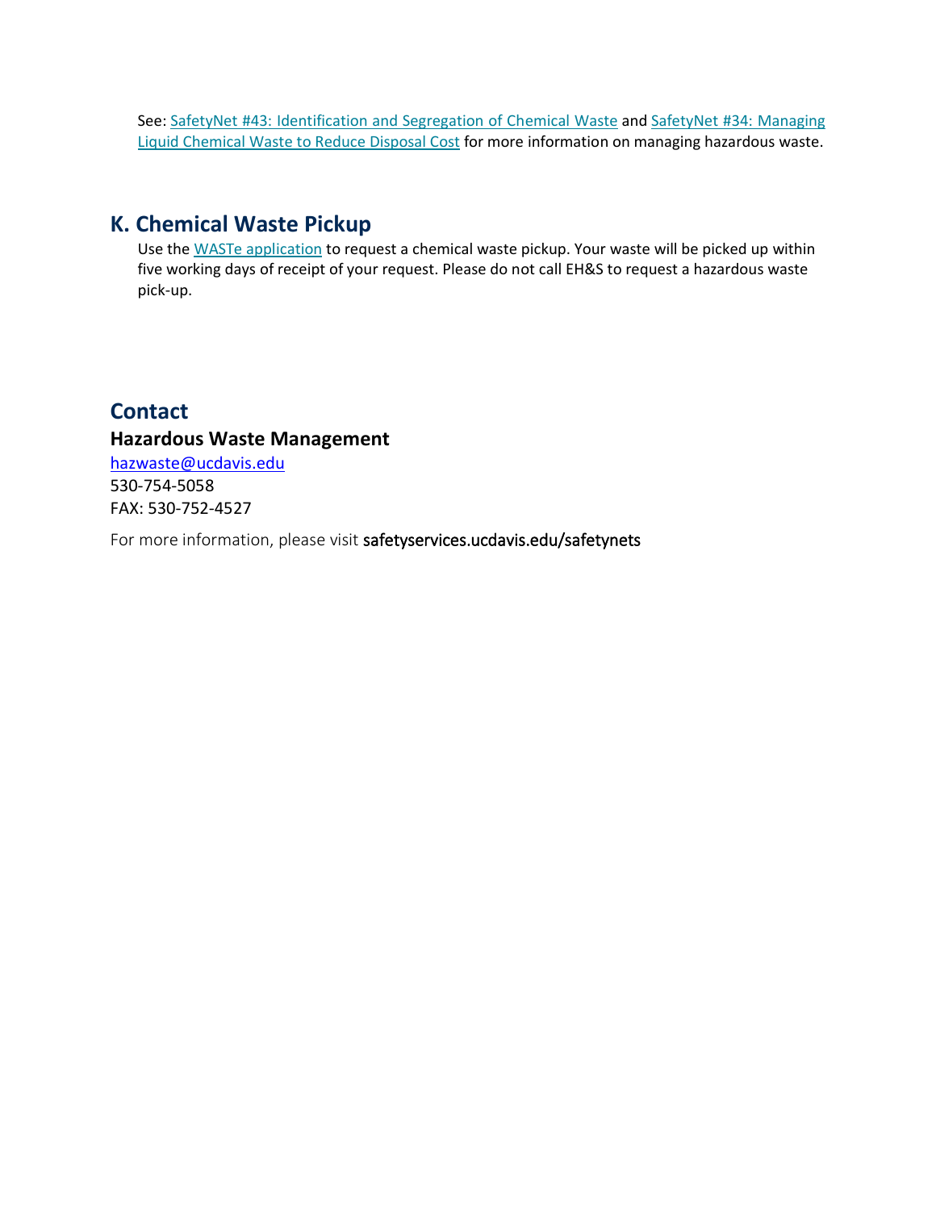See: [SafetyNet #43: Identification and Segregation of Chemical Waste]() and [SafetyNet #34: Managing Liquid Chemical Waste to Reduce Disposal Cost]() for more information on managing hazardous waste.

## K. Chemical Waste Pickup

Use the [WASTe application]() to request a chemical waste pickup. Your waste will be picked up within five working days of receipt of your request. Please do not call EH&S to request a hazardous waste pick-up.

## Contact

### Hazardous Waste Management

[hazwaste@ucdavis.edu](mailto:hazwaste@ucdavis.edu)
530-754-5058
FAX: 530-752-4527

For more information, please visit **safetyservices.ucdavis.edu/safetynets**